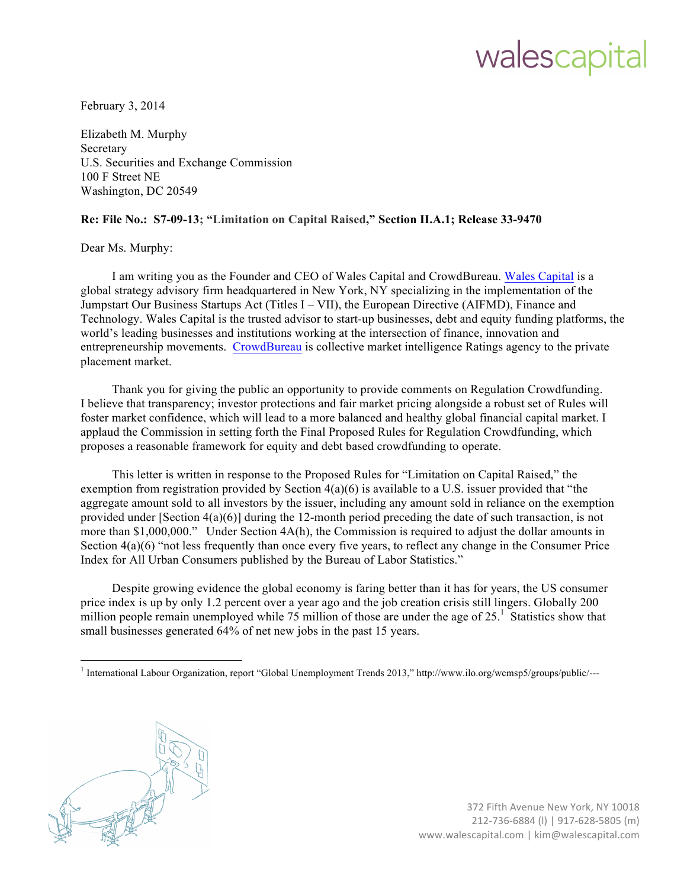walescapital

February 3, 2014

Elizabeth M. Murphy
Secretary
U.S. Securities and Exchange Commission
100 F Street NE
Washington, DC 20549

**Re: File No.: S7-09-13; "Limitation on Capital Raised," Section II.A.1; Release 33-9470**

Dear Ms. Murphy:

I am writing you as the Founder and CEO of Wales Capital and CrowdBureau. Wales Capital is a global strategy advisory firm headquartered in New York, NY specializing in the implementation of the Jumpstart Our Business Startups Act (Titles I – VII), the European Directive (AIFMD), Finance and Technology. Wales Capital is the trusted advisor to start-up businesses, debt and equity funding platforms, the world's leading businesses and institutions working at the intersection of finance, innovation and entrepreneurship movements. CrowdBureau is collective market intelligence Ratings agency to the private placement market.

Thank you for giving the public an opportunity to provide comments on Regulation Crowdfunding. I believe that transparency; investor protections and fair market pricing alongside a robust set of Rules will foster market confidence, which will lead to a more balanced and healthy global financial capital market. I applaud the Commission in setting forth the Final Proposed Rules for Regulation Crowdfunding, which proposes a reasonable framework for equity and debt based crowdfunding to operate.

This letter is written in response to the Proposed Rules for "Limitation on Capital Raised," the exemption from registration provided by Section 4(a)(6) is available to a U.S. issuer provided that "the aggregate amount sold to all investors by the issuer, including any amount sold in reliance on the exemption provided under [Section 4(a)(6)] during the 12-month period preceding the date of such transaction, is not more than $1,000,000." Under Section 4A(h), the Commission is required to adjust the dollar amounts in Section 4(a)(6) "not less frequently than once every five years, to reflect any change in the Consumer Price Index for All Urban Consumers published by the Bureau of Labor Statistics."

Despite growing evidence the global economy is faring better than it has for years, the US consumer price index is up by only 1.2 percent over a year ago and the job creation crisis still lingers. Globally 200 million people remain unemployed while 75 million of those are under the age of 25.[1] Statistics show that small businesses generated 64% of net new jobs in the past 15 years.

[1] International Labour Organization, report "Global Unemployment Trends 2013," http://www.ilo.org/wcmsp5/groups/public/---

372 Fifth Avenue New York, NY 10018
212-736-6884 (l) | 917-628-5805 (m)
www.walescapital.com | kim@walescapital.com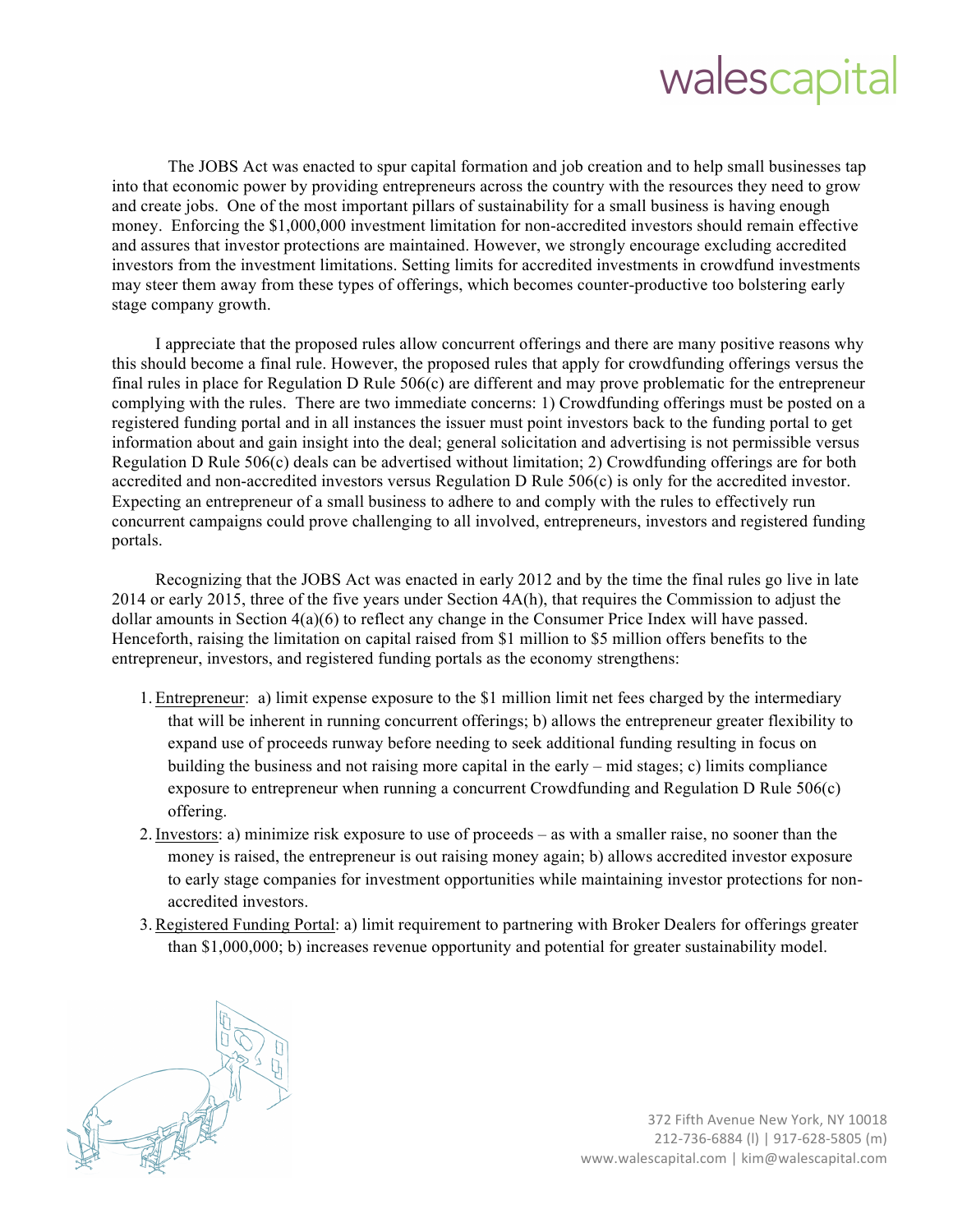The JOBS Act was enacted to spur capital formation and job creation and to help small businesses tap into that economic power by providing entrepreneurs across the country with the resources they need to grow and create jobs. One of the most important pillars of sustainability for a small business is having enough money. Enforcing the $1,000,000 investment limitation for non-accredited investors should remain effective and assures that investor protections are maintained. However, we strongly encourage excluding accredited investors from the investment limitations. Setting limits for accredited investments in crowdfund investments may steer them away from these types of offerings, which becomes counter-productive too bolstering early stage company growth.

I appreciate that the proposed rules allow concurrent offerings and there are many positive reasons why this should become a final rule. However, the proposed rules that apply for crowdfunding offerings versus the final rules in place for Regulation D Rule 506(c) are different and may prove problematic for the entrepreneur complying with the rules. There are two immediate concerns: 1) Crowdfunding offerings must be posted on a registered funding portal and in all instances the issuer must point investors back to the funding portal to get information about and gain insight into the deal; general solicitation and advertising is not permissible versus Regulation D Rule 506(c) deals can be advertised without limitation; 2) Crowdfunding offerings are for both accredited and non-accredited investors versus Regulation D Rule 506(c) is only for the accredited investor. Expecting an entrepreneur of a small business to adhere to and comply with the rules to effectively run concurrent campaigns could prove challenging to all involved, entrepreneurs, investors and registered funding portals.

Recognizing that the JOBS Act was enacted in early 2012 and by the time the final rules go live in late 2014 or early 2015, three of the five years under Section 4A(h), that requires the Commission to adjust the dollar amounts in Section 4(a)(6) to reflect any change in the Consumer Price Index will have passed. Henceforth, raising the limitation on capital raised from $1 million to $5 million offers benefits to the entrepreneur, investors, and registered funding portals as the economy strengthens:

1. Entrepreneur: a) limit expense exposure to the $1 million limit net fees charged by the intermediary that will be inherent in running concurrent offerings; b) allows the entrepreneur greater flexibility to expand use of proceeds runway before needing to seek additional funding resulting in focus on building the business and not raising more capital in the early – mid stages; c) limits compliance exposure to entrepreneur when running a concurrent Crowdfunding and Regulation D Rule 506(c) offering.
2. Investors: a) minimize risk exposure to use of proceeds – as with a smaller raise, no sooner than the money is raised, the entrepreneur is out raising money again; b) allows accredited investor exposure to early stage companies for investment opportunities while maintaining investor protections for non-accredited investors.
3. Registered Funding Portal: a) limit requirement to partnering with Broker Dealers for offerings greater than $1,000,000; b) increases revenue opportunity and potential for greater sustainability model.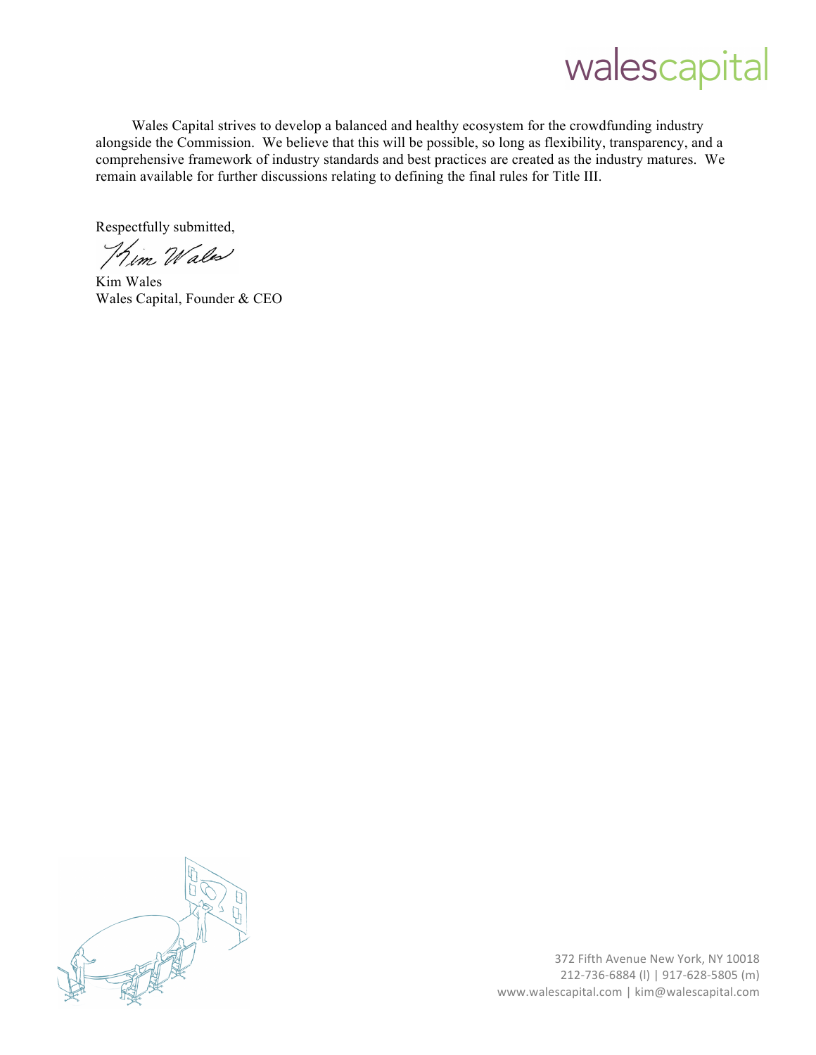Wales Capital strives to develop a balanced and healthy ecosystem for the crowdfunding industry alongside the Commission. We believe that this will be possible, so long as flexibility, transparency, and a comprehensive framework of industry standards and best practices are created as the industry matures. We remain available for further discussions relating to defining the final rules for Title III.

Respectfully submitted,

Kim Wales
Wales Capital, Founder & CEO